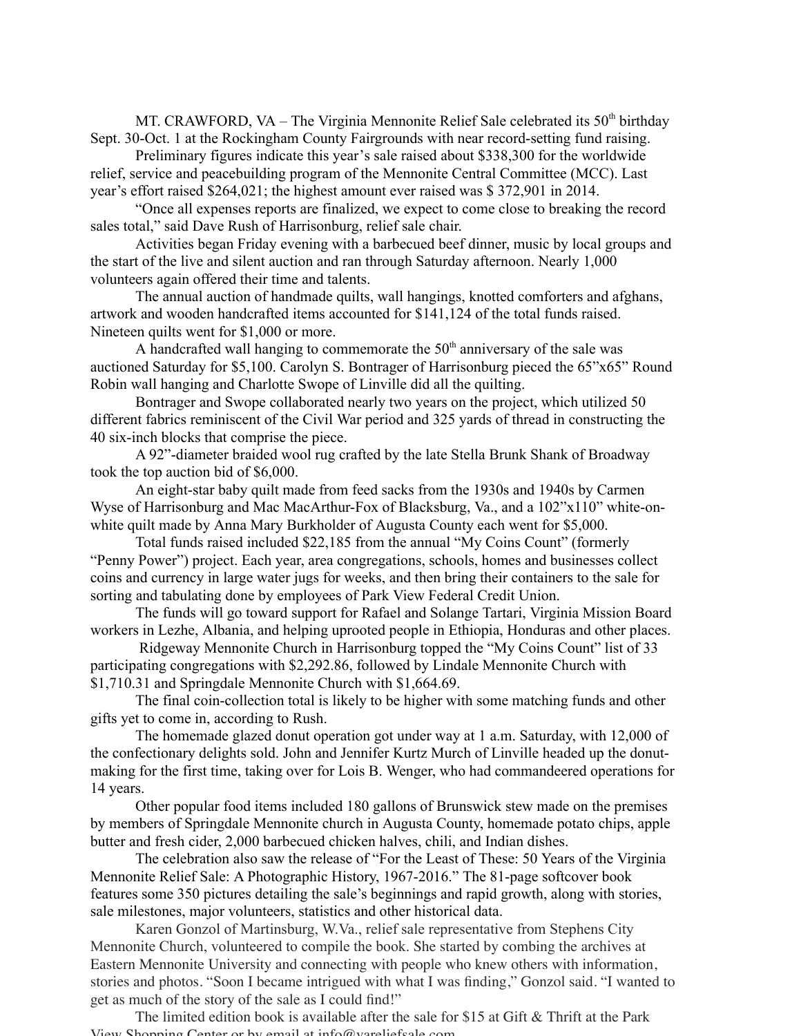MT. CRAWFORD, VA – The Virginia Mennonite Relief Sale celebrated its 50th birthday Sept. 30-Oct. 1 at the Rockingham County Fairgrounds with near record-setting fund raising.

Preliminary figures indicate this year's sale raised about $338,300 for the worldwide relief, service and peacebuilding program of the Mennonite Central Committee (MCC). Last year's effort raised $264,021; the highest amount ever raised was $ 372,901 in 2014.

"Once all expenses reports are finalized, we expect to come close to breaking the record sales total," said Dave Rush of Harrisonburg, relief sale chair.

Activities began Friday evening with a barbecued beef dinner, music by local groups and the start of the live and silent auction and ran through Saturday afternoon. Nearly 1,000 volunteers again offered their time and talents.

The annual auction of handmade quilts, wall hangings, knotted comforters and afghans, artwork and wooden handcrafted items accounted for $141,124 of the total funds raised. Nineteen quilts went for $1,000 or more.

A handcrafted wall hanging to commemorate the 50th anniversary of the sale was auctioned Saturday for $5,100. Carolyn S. Bontrager of Harrisonburg pieced the 65"x65" Round Robin wall hanging and Charlotte Swope of Linville did all the quilting.

Bontrager and Swope collaborated nearly two years on the project, which utilized 50 different fabrics reminiscent of the Civil War period and 325 yards of thread in constructing the 40 six-inch blocks that comprise the piece.

A 92"-diameter braided wool rug crafted by the late Stella Brunk Shank of Broadway took the top auction bid of $6,000.

An eight-star baby quilt made from feed sacks from the 1930s and 1940s by Carmen Wyse of Harrisonburg and Mac MacArthur-Fox of Blacksburg, Va., and a 102"x110" white-on-white quilt made by Anna Mary Burkholder of Augusta County each went for $5,000.

Total funds raised included $22,185 from the annual "My Coins Count" (formerly "Penny Power") project. Each year, area congregations, schools, homes and businesses collect coins and currency in large water jugs for weeks, and then bring their containers to the sale for sorting and tabulating done by employees of Park View Federal Credit Union.

The funds will go toward support for Rafael and Solange Tartari, Virginia Mission Board workers in Lezhe, Albania, and helping uprooted people in Ethiopia, Honduras and other places.

Ridgeway Mennonite Church in Harrisonburg topped the "My Coins Count" list of 33 participating congregations with $2,292.86, followed by Lindale Mennonite Church with $1,710.31 and Springdale Mennonite Church with $1,664.69.

The final coin-collection total is likely to be higher with some matching funds and other gifts yet to come in, according to Rush.

The homemade glazed donut operation got under way at 1 a.m. Saturday, with 12,000 of the confectionary delights sold. John and Jennifer Kurtz Murch of Linville headed up the donut-making for the first time, taking over for Lois B. Wenger, who had commandeered operations for 14 years.

Other popular food items included 180 gallons of Brunswick stew made on the premises by members of Springdale Mennonite church in Augusta County, homemade potato chips, apple butter and fresh cider, 2,000 barbecued chicken halves, chili, and Indian dishes.

The celebration also saw the release of "For the Least of These: 50 Years of the Virginia Mennonite Relief Sale: A Photographic History, 1967-2016." The 81-page softcover book features some 350 pictures detailing the sale's beginnings and rapid growth, along with stories, sale milestones, major volunteers, statistics and other historical data.

Karen Gonzol of Martinsburg, W.Va., relief sale representative from Stephens City Mennonite Church, volunteered to compile the book. She started by combing the archives at Eastern Mennonite University and connecting with people who knew others with information, stories and photos. "Soon I became intrigued with what I was finding," Gonzol said. "I wanted to get as much of the story of the sale as I could find!"

The limited edition book is available after the sale for $15 at Gift & Thrift at the Park View Shopping Center or by email at info@vareliefsale.com.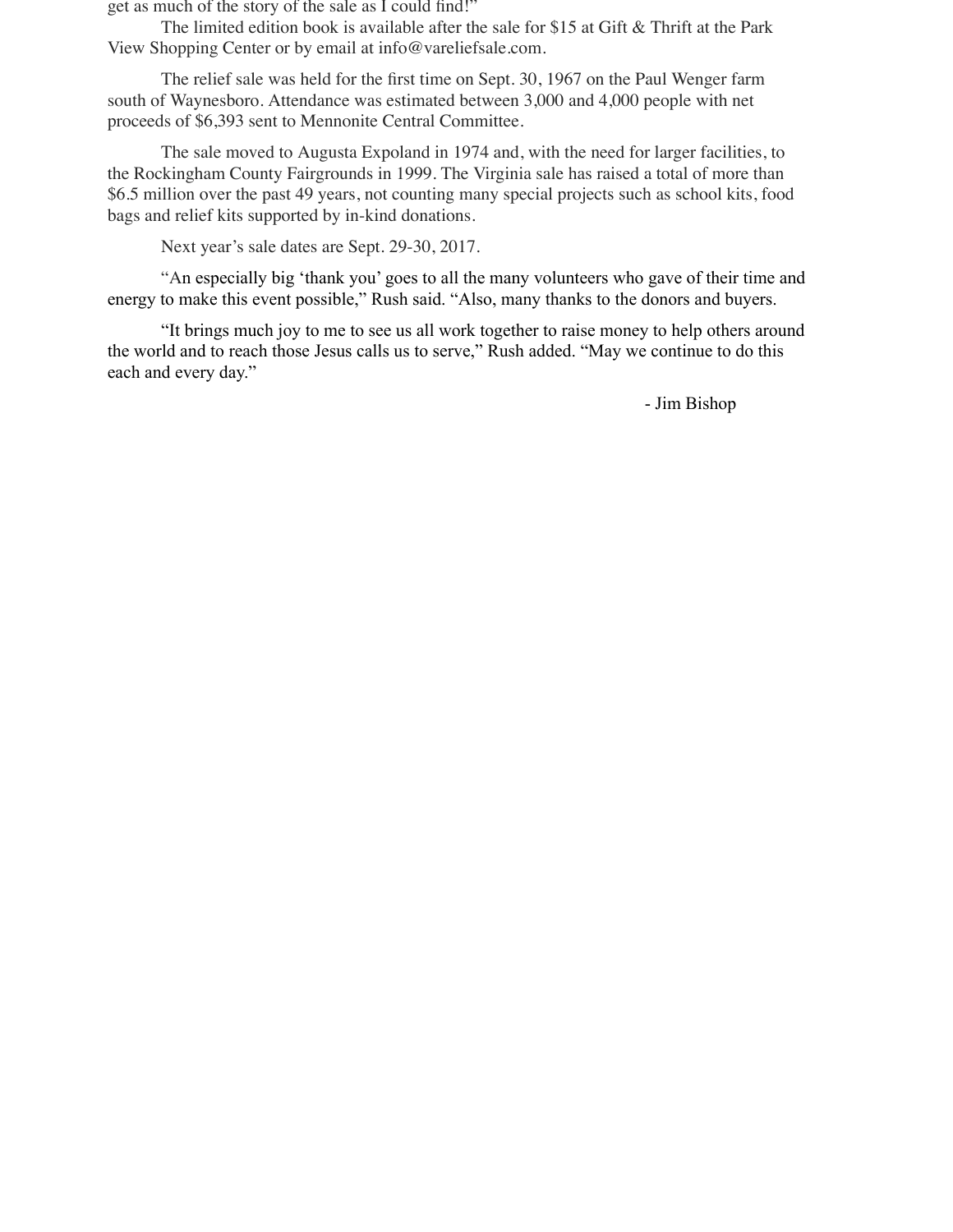get as much of the story of the sale as I could find!"

The limited edition book is available after the sale for $15 at Gift & Thrift at the Park View Shopping Center or by email at info@vareliefsale.com.

The relief sale was held for the first time on Sept. 30, 1967 on the Paul Wenger farm south of Waynesboro. Attendance was estimated between 3,000 and 4,000 people with net proceeds of $6,393 sent to Mennonite Central Committee.

The sale moved to Augusta Expoland in 1974 and, with the need for larger facilities, to the Rockingham County Fairgrounds in 1999. The Virginia sale has raised a total of more than $6.5 million over the past 49 years, not counting many special projects such as school kits, food bags and relief kits supported by in-kind donations.

Next year's sale dates are Sept. 29-30, 2017.

"An especially big 'thank you' goes to all the many volunteers who gave of their time and energy to make this event possible," Rush said. "Also, many thanks to the donors and buyers.

"It brings much joy to me to see us all work together to raise money to help others around the world and to reach those Jesus calls us to serve," Rush added. "May we continue to do this each and every day."

- Jim Bishop